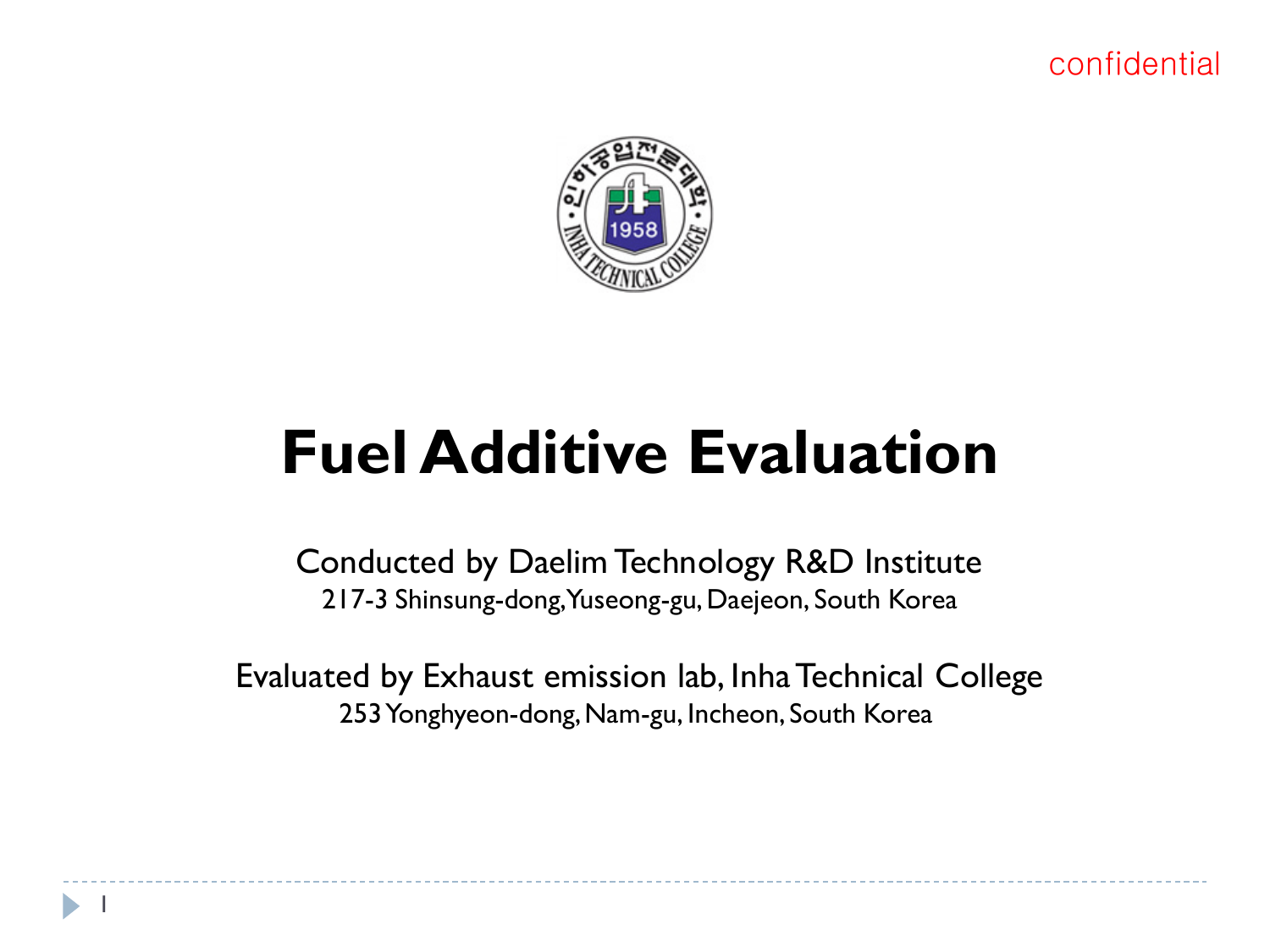confidential

# Fuel Additive Evaluation

Conducted by Daelim Technology R&D Institute
217-3 Shinsung-dong, Yuseong-gu, Daejeon, South Korea

Evaluated by Exhaust emission lab, Inha Technical College
253 Yonghyeon-dong, Nam-gu, Incheon, South Korea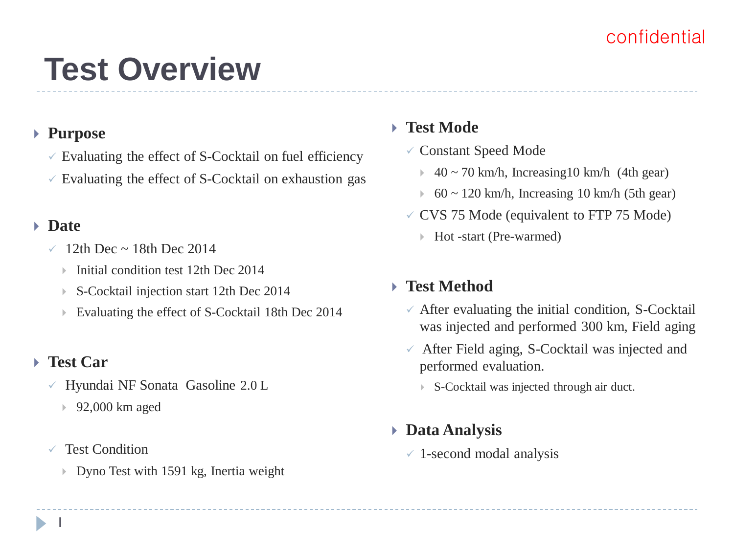# Test Overview

## Purpose

- Evaluating the effect of S-Cocktail on fuel efficiency
- Evaluating the effect of S-Cocktail on exhaustion gas

## Date

- 12th Dec ~ 18th Dec 2014
  - Initial condition test 12th Dec 2014
  - S-Cocktail injection start 12th Dec 2014
  - Evaluating the effect of S-Cocktail 18th Dec 2014

## Test Car

- Hyundai NF Sonata Gasoline 2.0 L
  - 92,000 km aged
- Test Condition
  - Dyno Test with 1591 kg, Inertia weight

## Test Mode

- Constant Speed Mode
  - 40 ~ 70 km/h, Increasing10 km/h (4th gear)
  - 60 ~ 120 km/h, Increasing 10 km/h (5th gear)
- CVS 75 Mode (equivalent to FTP 75 Mode)
  - Hot -start (Pre-warmed)

## Test Method

- After evaluating the initial condition, S-Cocktail was injected and performed 300 km, Field aging
- After Field aging, S-Cocktail was injected and performed evaluation.
  - S-Cocktail was injected through air duct.

## Data Analysis

- 1-second modal analysis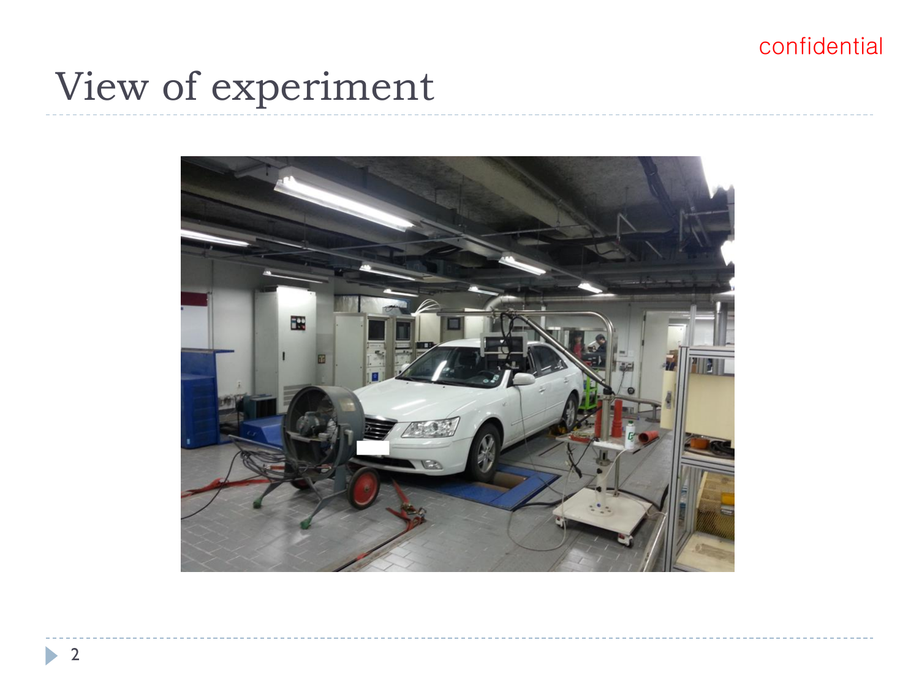confidential

# View of experiment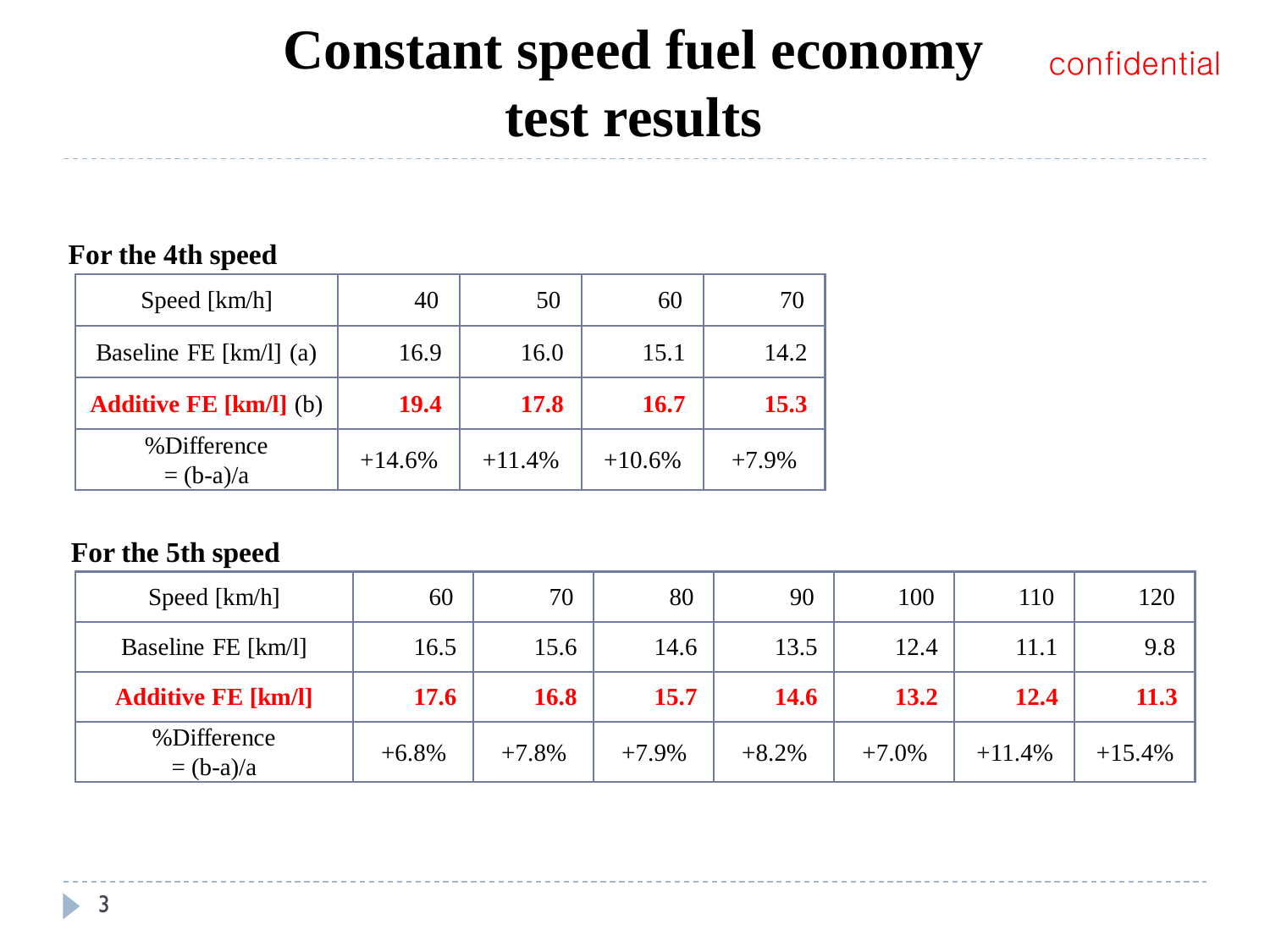# Constant speed fuel economy test results

confidential

**For the 4th speed**

| Speed [km/h] | 40 | 50 | 60 | 70 |
|---|---|---|---|---|
| Baseline FE [km/l] (a) | 16.9 | 16.0 | 15.1 | 14.2 |
| **Additive FE [km/l]** (b) | **19.4** | **17.8** | **16.7** | **15.3** |
| %Difference = (b-a)/a | +14.6% | +11.4% | +10.6% | +7.9% |

**For the 5th speed**

| Speed [km/h] | 60 | 70 | 80 | 90 | 100 | 110 | 120 |
|---|---|---|---|---|---|---|---|
| Baseline FE [km/l] | 16.5 | 15.6 | 14.6 | 13.5 | 12.4 | 11.1 | 9.8 |
| **Additive FE [km/l]** | **17.6** | **16.8** | **15.7** | **14.6** | **13.2** | **12.4** | **11.3** |
| %Difference = (b-a)/a | +6.8% | +7.8% | +7.9% | +8.2% | +7.0% | +11.4% | +15.4% |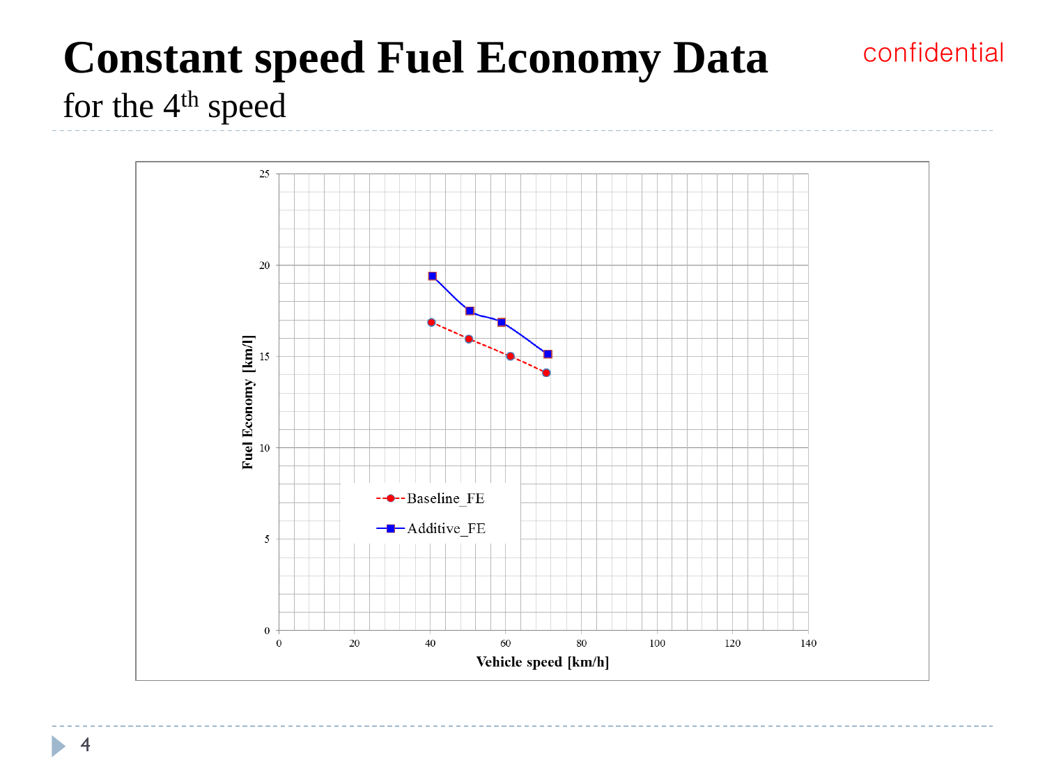# Constant speed Fuel Economy Data

confidential

## for the 4th speed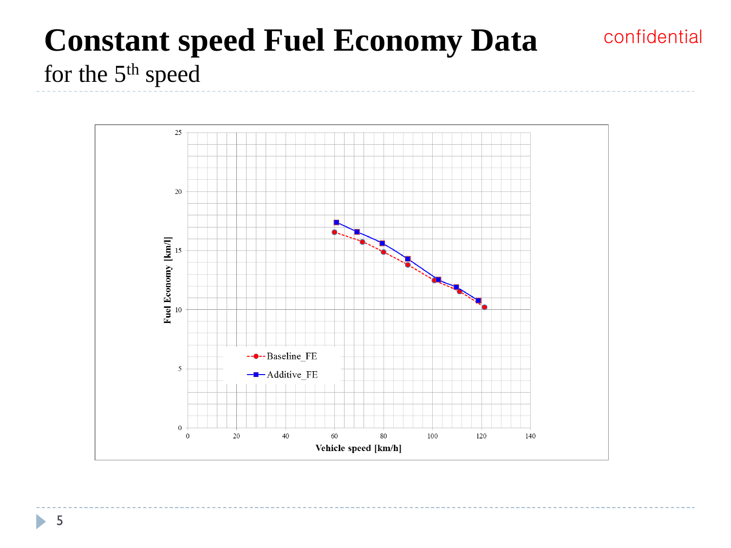# Constant speed Fuel Economy Data

confidential

for the 5th speed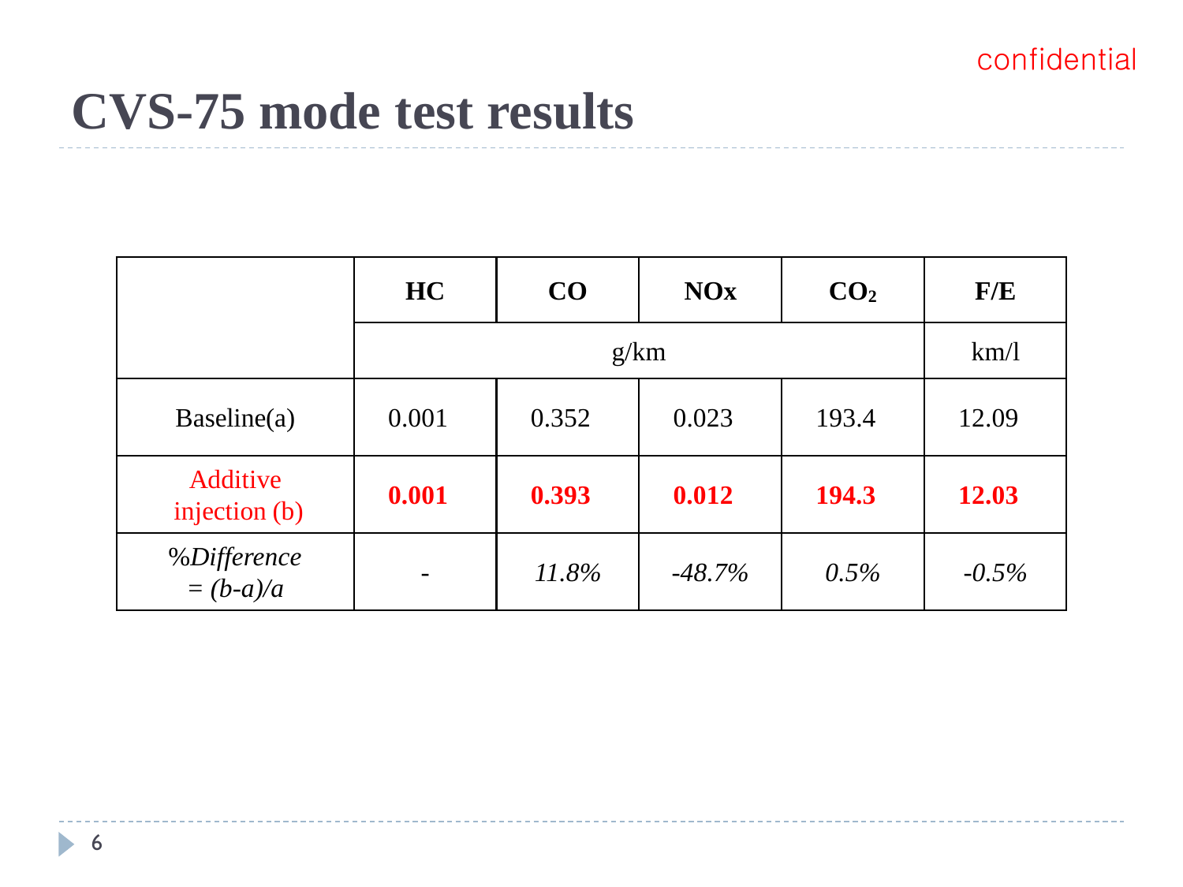confidential

# CVS-75 mode test results

| | HC | CO | NOx | $CO_2$ | F/E |
|---|---|---|---|---|---|
| | g/km | | | | km/l |
| Baseline(a) | 0.001 | 0.352 | 0.023 | 193.4 | 12.09 |
| Additive injection (b) | **0.001** | **0.393** | **0.012** | **194.3** | **12.03** |
| *%Difference = (b-a)/a* | - | *11.8%* | *-48.7%* | *0.5%* | *-0.5%* |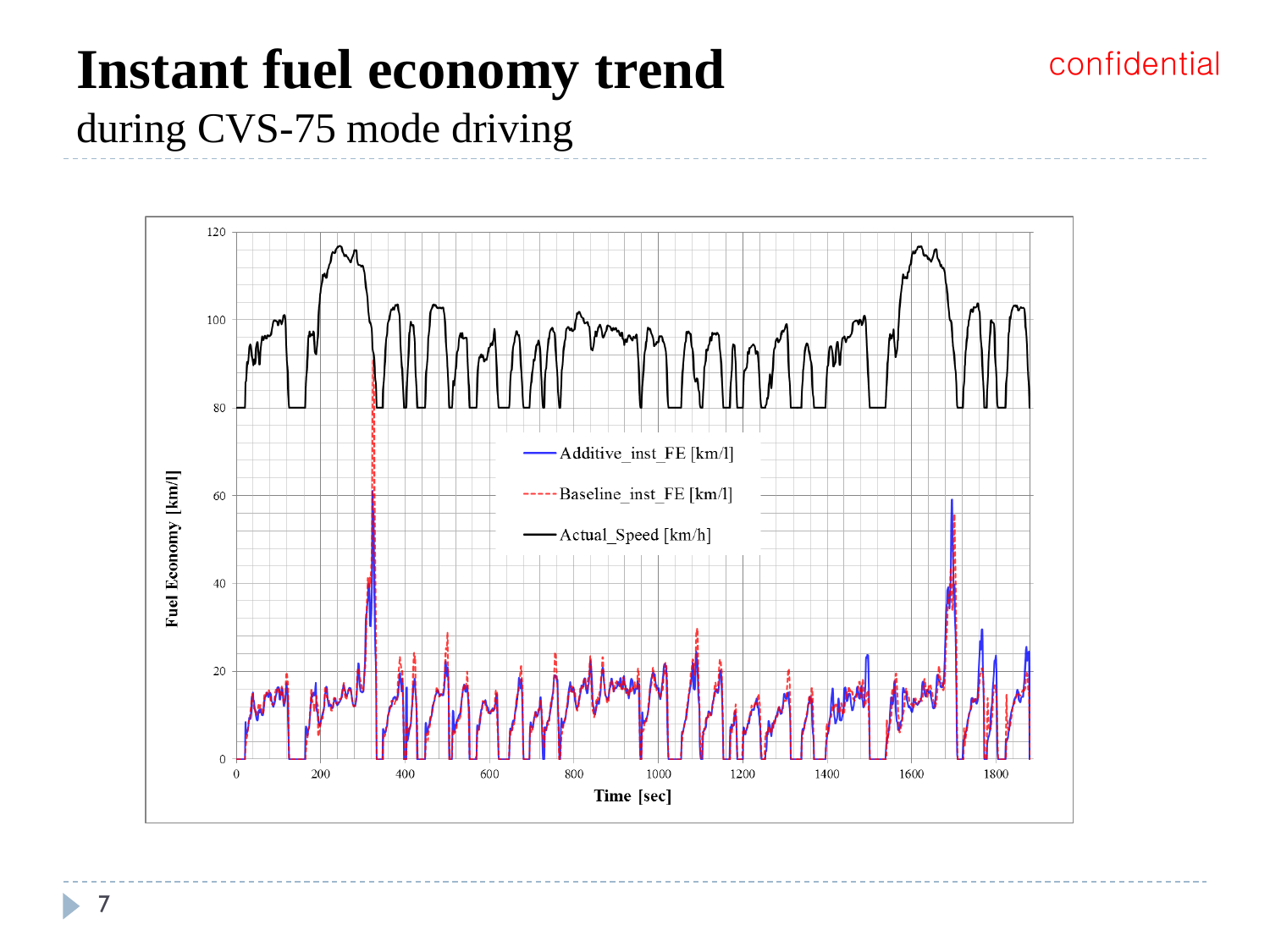# Instant fuel economy trend

during CVS-75 mode driving

confidential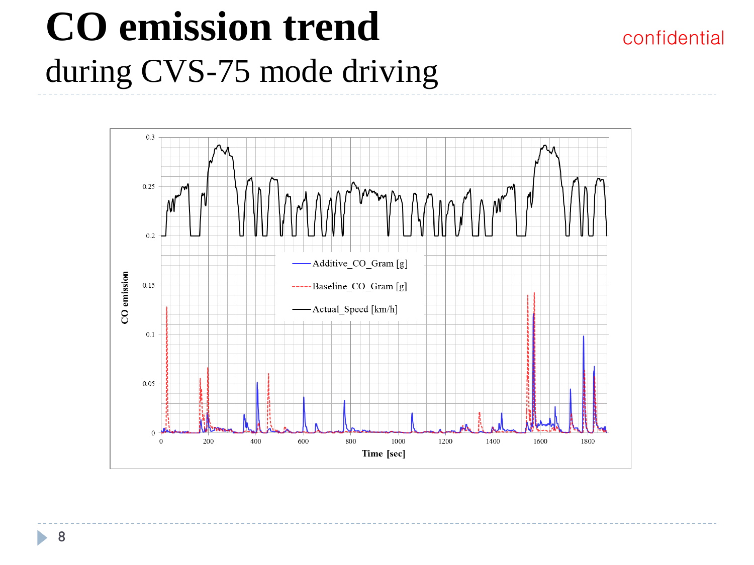# CO emission trend

during CVS-75 mode driving

confidential

CO emission

Additive_CO_Gram [g]

Baseline_CO_Gram [g]

Actual_Speed [km/h]

Time [sec]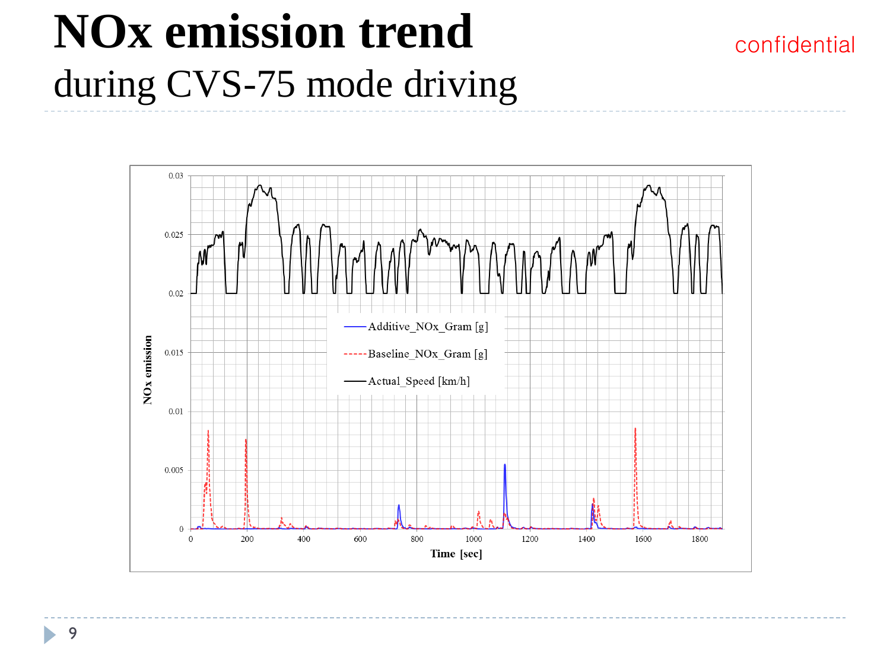# NOx emission trend

during CVS-75 mode driving

confidential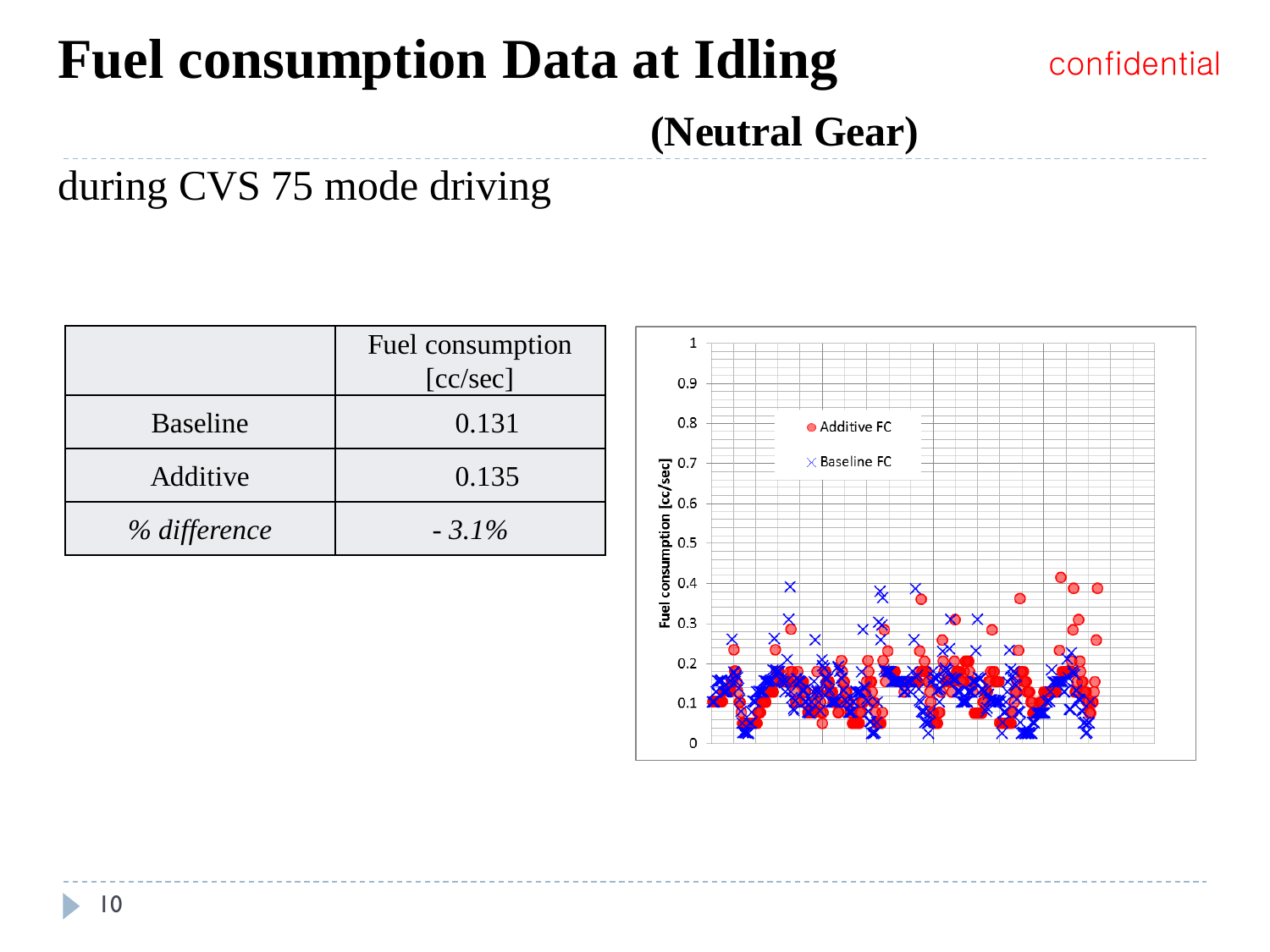# Fuel consumption Data at Idling

confidential

## (Neutral Gear)

during CVS 75 mode driving

| | Fuel consumption [cc/sec] |
|---|---|
| Baseline | 0.131 |
| Additive | 0.135 |
| *% difference* | *- 3.1%* |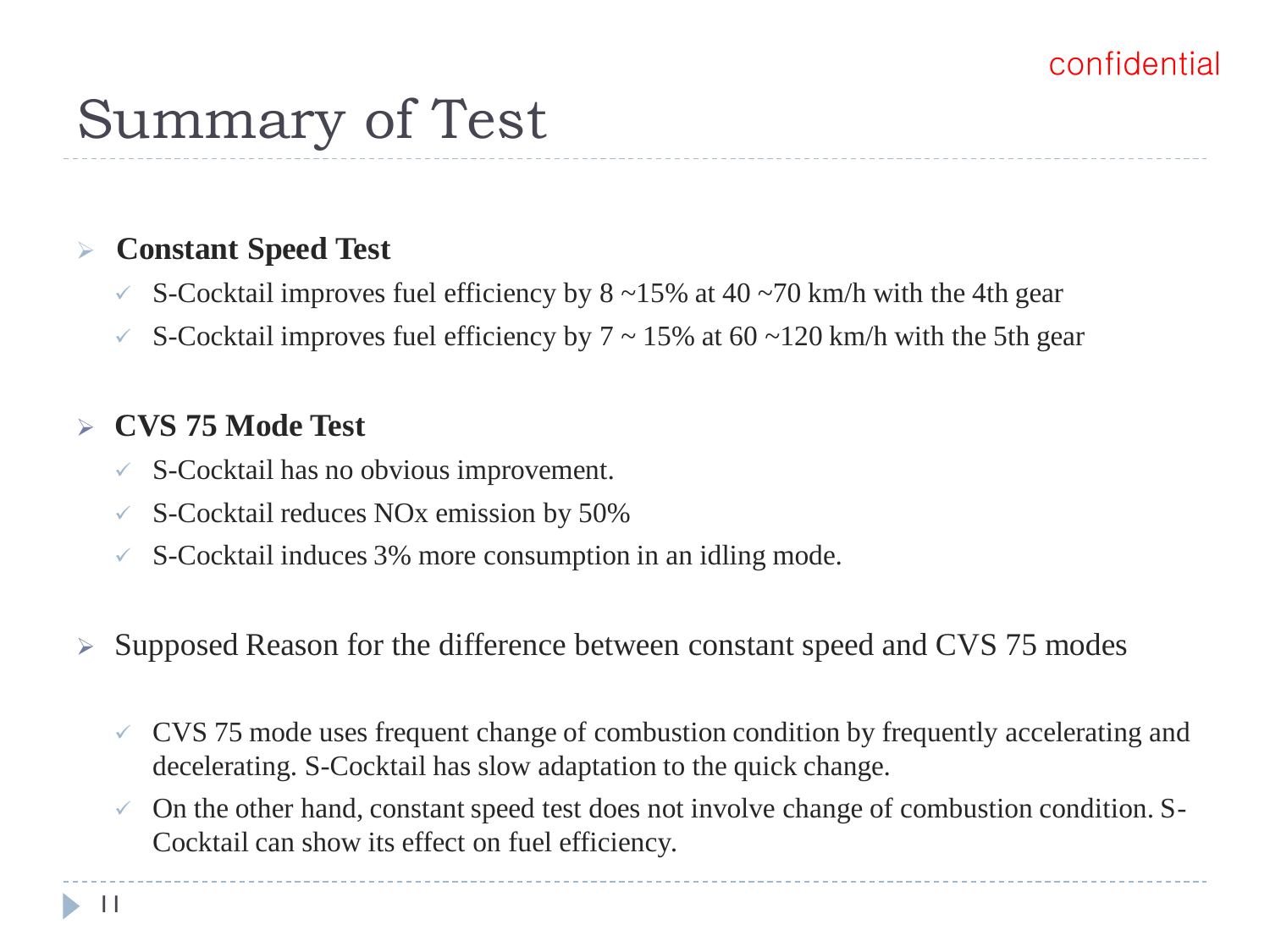# Summary of Test

- **Constant Speed Test**
  - S-Cocktail improves fuel efficiency by 8 ~15% at 40 ~70 km/h with the 4th gear
  - S-Cocktail improves fuel efficiency by 7 ~ 15% at 60 ~120 km/h with the 5th gear

- **CVS 75 Mode Test**
  - S-Cocktail has no obvious improvement.
  - S-Cocktail reduces NOx emission by 50%
  - S-Cocktail induces 3% more consumption in an idling mode.

- Supposed Reason for the difference between constant speed and CVS 75 modes
  - CVS 75 mode uses frequent change of combustion condition by frequently accelerating and decelerating. S-Cocktail has slow adaptation to the quick change.
  - On the other hand, constant speed test does not involve change of combustion condition. S-Cocktail can show its effect on fuel efficiency.